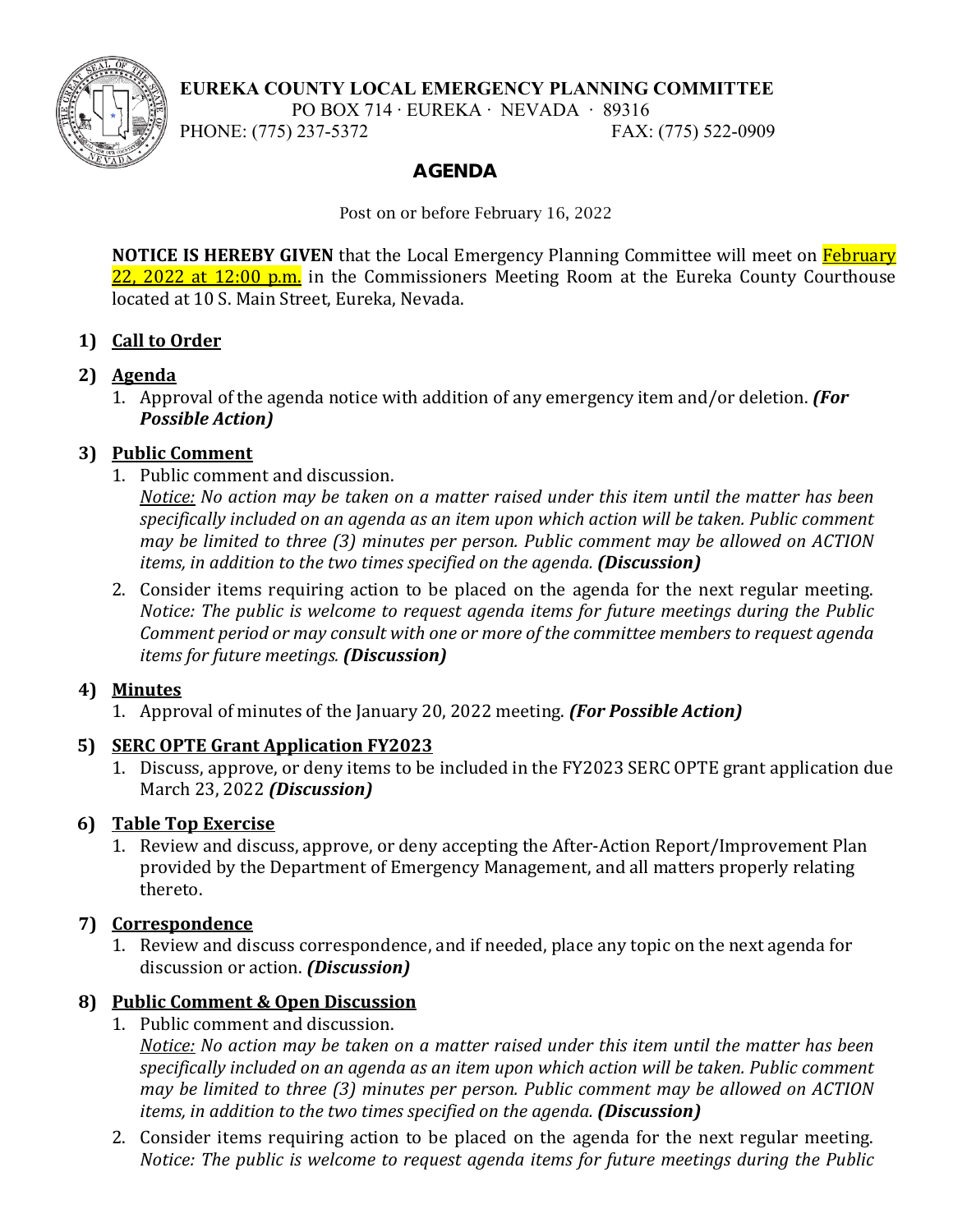**EUREKA COUNTY LOCAL EMERGENCY PLANNING COMMITTEE**
PO BOX 714 · EUREKA · NEVADA · 89316
PHONE: (775) 237-5372 FAX: (775) 522-0909

# AGENDA

Post on or before February 16, 2022

**NOTICE IS HEREBY GIVEN** that the Local Emergency Planning Committee will meet on February 22, 2022 at 12:00 p.m. in the Commissioners Meeting Room at the Eureka County Courthouse located at 10 S. Main Street, Eureka, Nevada.

1) **Call to Order**

2) **Agenda**
   1. Approval of the agenda notice with addition of any emergency item and/or deletion. ***(For Possible Action)***

3) **Public Comment**
   1. Public comment and discussion.
      *Notice: No action may be taken on a matter raised under this item until the matter has been specifically included on an agenda as an item upon which action will be taken. Public comment may be limited to three (3) minutes per person. Public comment may be allowed on ACTION items, in addition to the two times specified on the agenda.* ***(Discussion)***
   2. Consider items requiring action to be placed on the agenda for the next regular meeting. *Notice: The public is welcome to request agenda items for future meetings during the Public Comment period or may consult with one or more of the committee members to request agenda items for future meetings.* ***(Discussion)***

4) **Minutes**
   1. Approval of minutes of the January 20, 2022 meeting. ***(For Possible Action)***

5) **SERC OPTE Grant Application FY2023**
   1. Discuss, approve, or deny items to be included in the FY2023 SERC OPTE grant application due March 23, 2022 ***(Discussion)***

6) **Table Top Exercise**
   1. Review and discuss, approve, or deny accepting the After-Action Report/Improvement Plan provided by the Department of Emergency Management, and all matters properly relating thereto.

7) **Correspondence**
   1. Review and discuss correspondence, and if needed, place any topic on the next agenda for discussion or action. ***(Discussion)***

8) **Public Comment & Open Discussion**
   1. Public comment and discussion.
      *Notice: No action may be taken on a matter raised under this item until the matter has been specifically included on an agenda as an item upon which action will be taken. Public comment may be limited to three (3) minutes per person. Public comment may be allowed on ACTION items, in addition to the two times specified on the agenda.* ***(Discussion)***
   2. Consider items requiring action to be placed on the agenda for the next regular meeting. *Notice: The public is welcome to request agenda items for future meetings during the Public*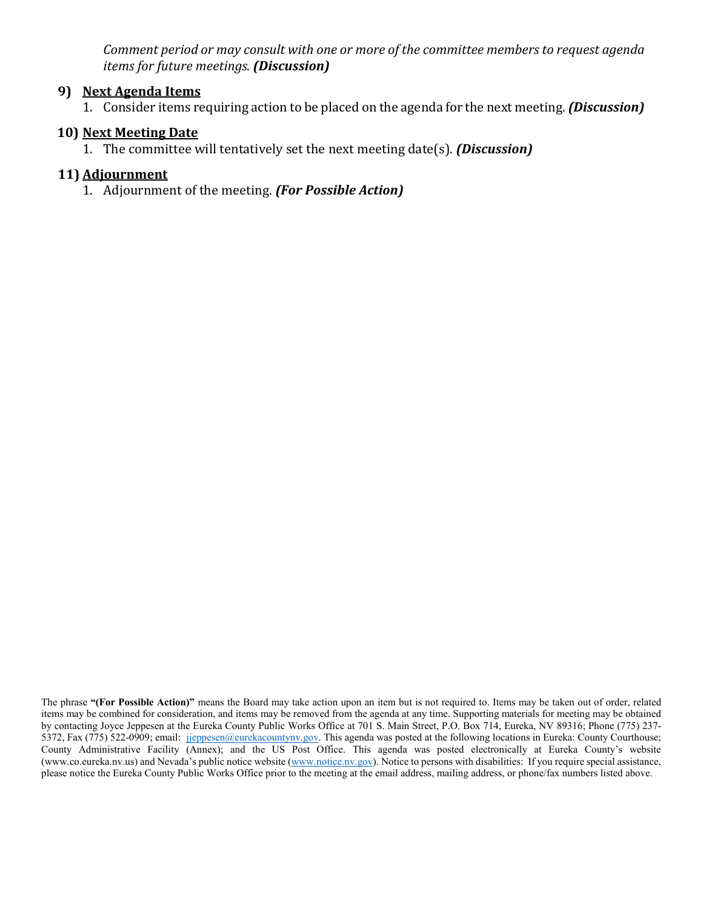*Comment period or may consult with one or more of the committee members to request agenda items for future meetings.* ***(Discussion)***

**9) Next Agenda Items**

1. Consider items requiring action to be placed on the agenda for the next meeting. ***(Discussion)***

**10) Next Meeting Date**

1. The committee will tentatively set the next meeting date(s). ***(Discussion)***

**11) Adjournment**

1. Adjournment of the meeting. ***(For Possible Action)***

The phrase **"(For Possible Action)"** means the Board may take action upon an item but is not required to. Items may be taken out of order, related items may be combined for consideration, and items may be removed from the agenda at any time. Supporting materials for meeting may be obtained by contacting Joyce Jeppesen at the Eureka County Public Works Office at 701 S. Main Street, P.O. Box 714, Eureka, NV 89316; Phone (775) 237-5372, Fax (775) 522-0909; email: jjeppesen@eurekacountynv.gov. This agenda was posted at the following locations in Eureka: County Courthouse; County Administrative Facility (Annex); and the US Post Office. This agenda was posted electronically at Eureka County's website (www.co.eureka.nv.us) and Nevada's public notice website (www.notice.nv.gov). Notice to persons with disabilities: If you require special assistance, please notice the Eureka County Public Works Office prior to the meeting at the email address, mailing address, or phone/fax numbers listed above.